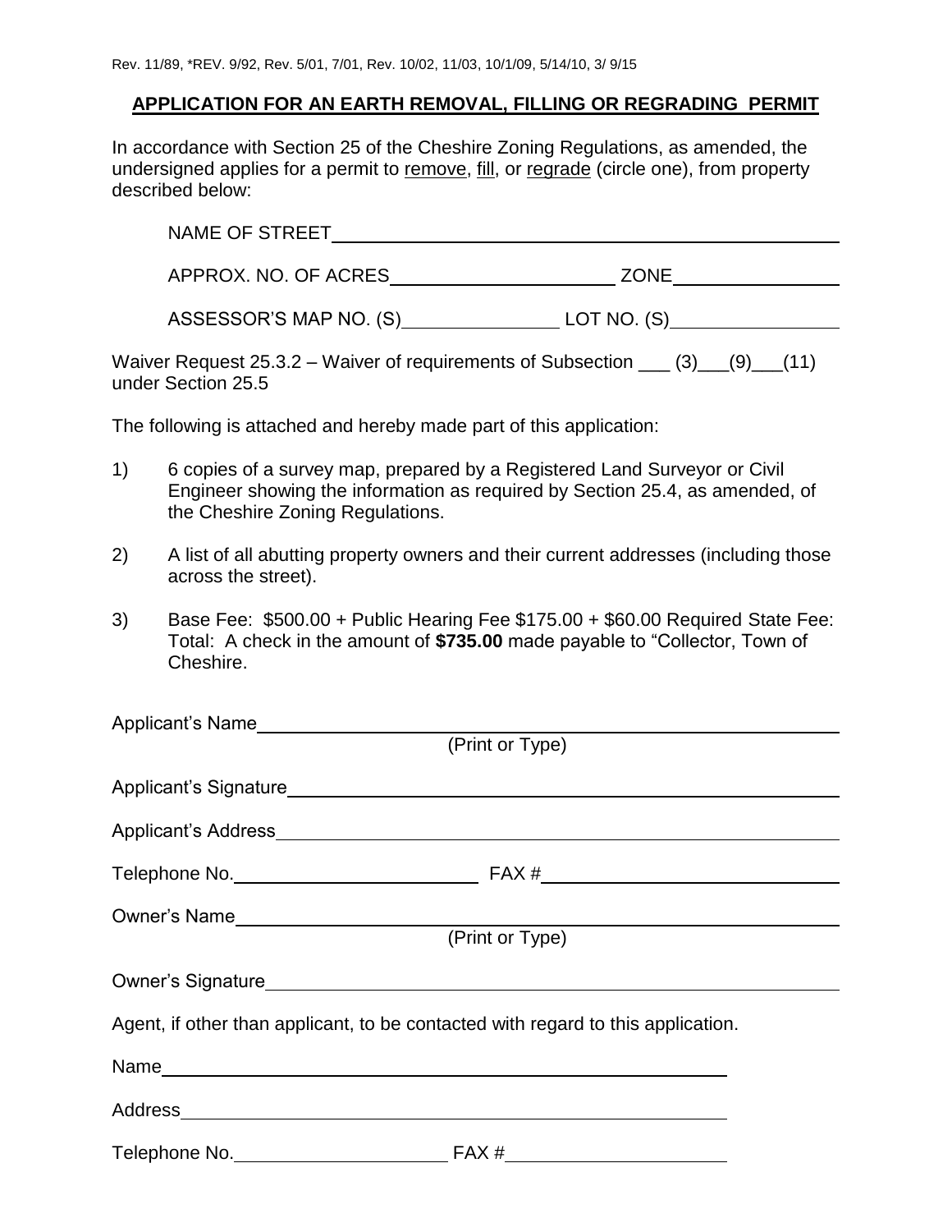Rev. 11/89, *REV. 9/92, Rev. 5/01, 7/01, Rev. 10/02, 11/03, 10/1/09, 5/14/10, 3/ 9/15

## APPLICATION FOR AN EARTH REMOVAL, FILLING OR REGRADING PERMIT

In accordance with Section 25 of the Cheshire Zoning Regulations, as amended, the undersigned applies for a permit to remove, fill, or regrade (circle one), from property described below:

NAME OF STREET\_\_\_\_\_\_\_\_\_\_\_\_\_\_\_\_\_\_\_\_\_\_\_\_\_\_\_\_\_\_\_\_\_\_\_\_\_\_\_\_\_\_\_\_

APPROX. NO. OF ACRES\_\_\_\_\_\_\_\_\_\_\_\_\_\_\_\_\_\_\_\_ ZONE\_\_\_\_\_\_\_\_\_\_\_\_\_\_\_

ASSESSOR'S MAP NO. (S)\_\_\_\_\_\_\_\_\_\_\_\_\_\_ LOT NO. (S)\_\_\_\_\_\_\_\_\_\_\_\_\_\_\_

Waiver Request 25.3.2 – Waiver of requirements of Subsection \_\_\_ (3)\_\_\_(9)\_\_\_(11) under Section 25.5

The following is attached and hereby made part of this application:

1) 6 copies of a survey map, prepared by a Registered Land Surveyor or Civil Engineer showing the information as required by Section 25.4, as amended, of the Cheshire Zoning Regulations.

2) A list of all abutting property owners and their current addresses (including those across the street).

3) Base Fee: $500.00 + Public Hearing Fee $175.00 + $60.00 Required State Fee: Total: A check in the amount of **$735.00** made payable to "Collector, Town of Cheshire.

Applicant's Name\_\_\_\_\_\_\_\_\_\_\_\_\_\_\_\_\_\_\_\_\_\_\_\_\_\_\_\_\_\_\_\_\_\_\_\_\_\_\_\_\_\_\_\_\_\_\_\_
(Print or Type)

Applicant's Signature\_\_\_\_\_\_\_\_\_\_\_\_\_\_\_\_\_\_\_\_\_\_\_\_\_\_\_\_\_\_\_\_\_\_\_\_\_\_\_\_\_\_\_\_

Applicant's Address\_\_\_\_\_\_\_\_\_\_\_\_\_\_\_\_\_\_\_\_\_\_\_\_\_\_\_\_\_\_\_\_\_\_\_\_\_\_\_\_\_\_\_\_\_

Telephone No.\_\_\_\_\_\_\_\_\_\_\_\_\_\_\_\_\_\_\_\_\_\_ FAX #\_\_\_\_\_\_\_\_\_\_\_\_\_\_\_\_\_\_\_\_\_\_\_\_\_\_

Owner's Name\_\_\_\_\_\_\_\_\_\_\_\_\_\_\_\_\_\_\_\_\_\_\_\_\_\_\_\_\_\_\_\_\_\_\_\_\_\_\_\_\_\_\_\_\_\_\_\_\_\_
(Print or Type)

Owner's Signature\_\_\_\_\_\_\_\_\_\_\_\_\_\_\_\_\_\_\_\_\_\_\_\_\_\_\_\_\_\_\_\_\_\_\_\_\_\_\_\_\_\_\_\_\_\_\_

Agent, if other than applicant, to be contacted with regard to this application.

Name\_\_\_\_\_\_\_\_\_\_\_\_\_\_\_\_\_\_\_\_\_\_\_\_\_\_\_\_\_\_\_\_\_\_\_\_\_\_\_\_\_\_\_\_\_\_\_\_\_\_\_\_\_\_

Address\_\_\_\_\_\_\_\_\_\_\_\_\_\_\_\_\_\_\_\_\_\_\_\_\_\_\_\_\_\_\_\_\_\_\_\_\_\_\_\_\_\_\_\_\_\_\_\_\_\_\_\_

Telephone No.\_\_\_\_\_\_\_\_\_\_\_\_\_\_\_\_\_\_\_\_ FAX #\_\_\_\_\_\_\_\_\_\_\_\_\_\_\_\_\_\_\_\_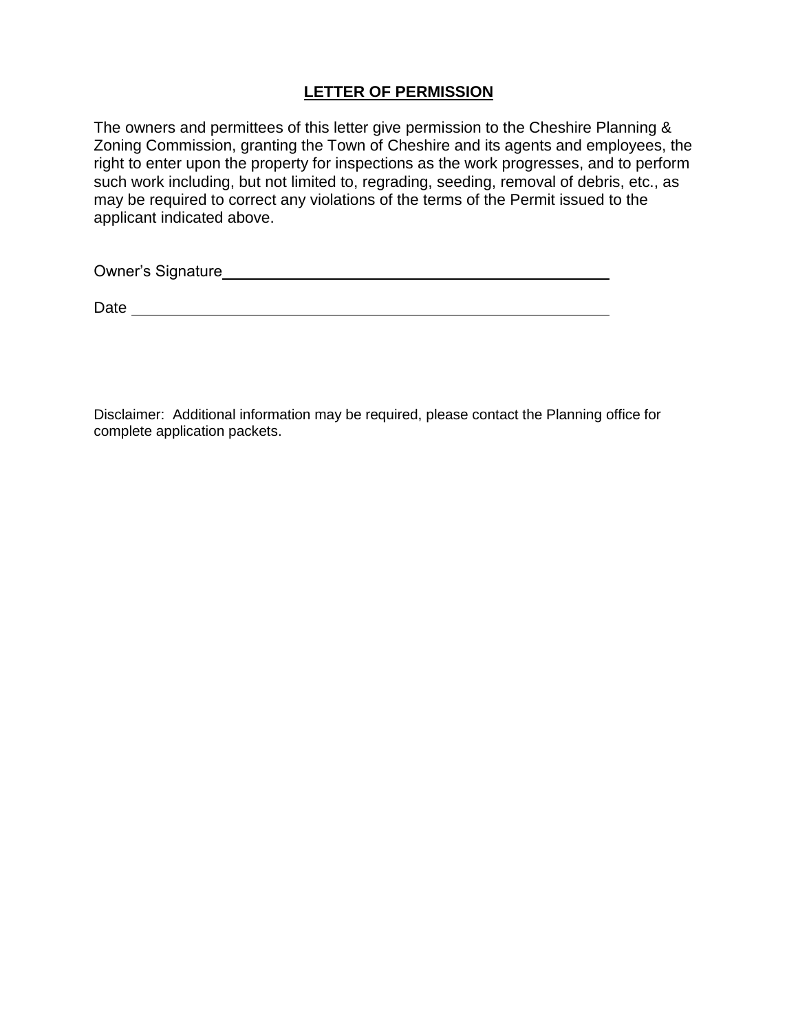**LETTER OF PERMISSION**

The owners and permittees of this letter give permission to the Cheshire Planning & Zoning Commission, granting the Town of Cheshire and its agents and employees, the right to enter upon the property for inspections as the work progresses, and to perform such work including, but not limited to, regrading, seeding, removal of debris, etc., as may be required to correct any violations of the terms of the Permit issued to the applicant indicated above.

Owner's Signature\_\_\_\_\_\_\_\_\_\_\_\_\_\_\_\_\_\_\_\_\_\_\_\_\_\_\_\_\_\_\_\_\_\_\_\_\_\_\_\_\_\_\_\_\_\_

Date \_\_\_\_\_\_\_\_\_\_\_\_\_\_\_\_\_\_\_\_\_\_\_\_\_\_\_\_\_\_\_\_\_\_\_\_\_\_\_\_\_\_\_\_\_\_\_\_\_\_\_\_\_\_\_\_

Disclaimer: Additional information may be required, please contact the Planning office for complete application packets.